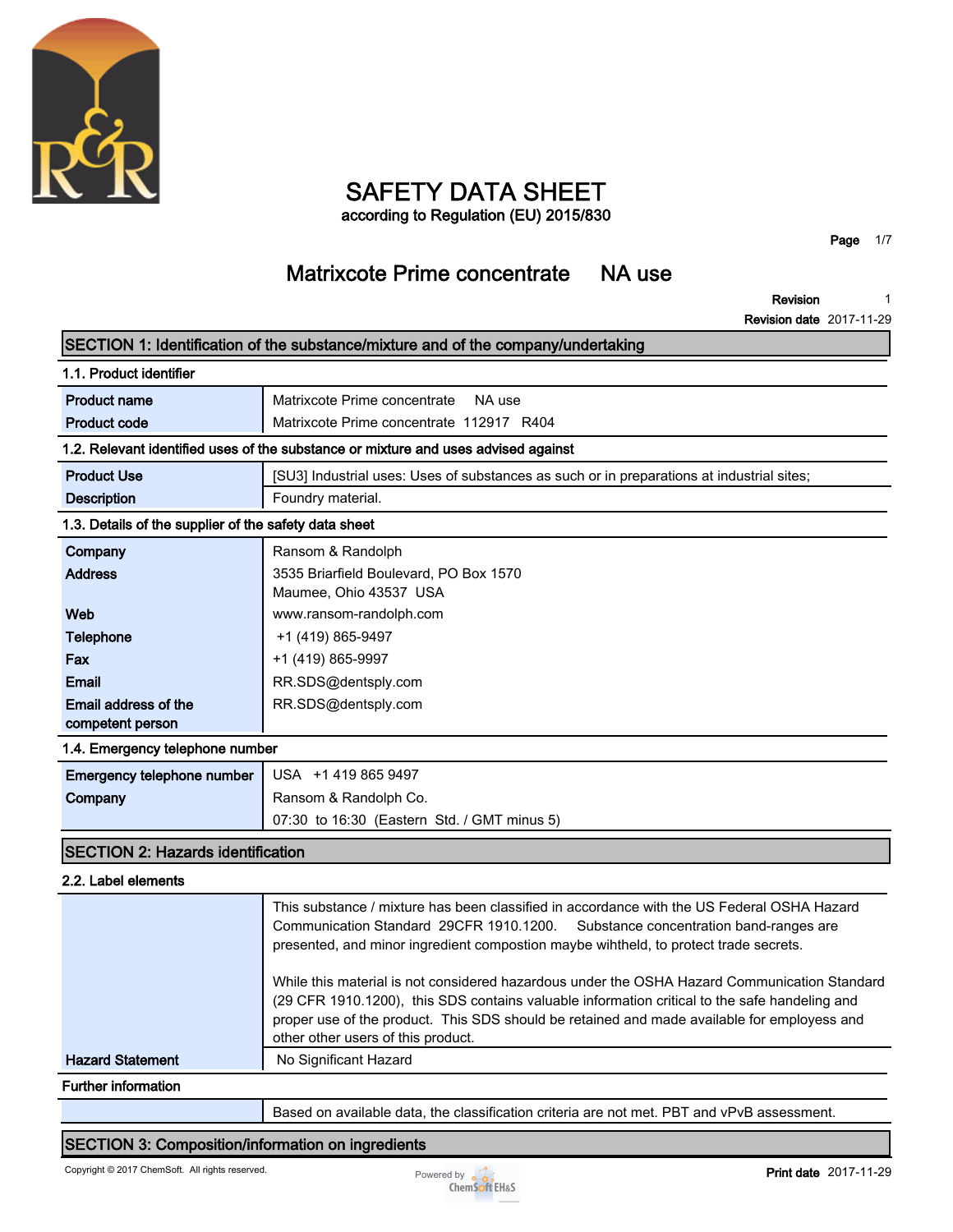# SAFETY DATA SHEET

according to Regulation (EU) 2015/830

## Matrixcote Prime concentrate NA use

**Revision** 1

**Revision date** 2017-11-29

## SECTION 1: Identification of the substance/mixture and of the company/undertaking

### 1.1. Product identifier

| | |
|---|---|
| **Product name** | Matrixcote Prime concentrate NA use |
| **Product code** | Matrixcote Prime concentrate 112917 R404 |

### 1.2. Relevant identified uses of the substance or mixture and uses advised against

| | |
|---|---|
| **Product Use** | [SU3] Industrial uses: Uses of substances as such or in preparations at industrial sites; |
| **Description** | Foundry material. |

### 1.3. Details of the supplier of the safety data sheet

| | |
|---|---|
| **Company** | Ransom & Randolph |
| **Address** | 3535 Briarfield Boulevard, PO Box 1570<br>Maumee, Ohio 43537 USA |
| **Web** | www.ransom-randolph.com |
| **Telephone** | +1 (419) 865-9497 |
| **Fax** | +1 (419) 865-9997 |
| **Email** | RR.SDS@dentsply.com |
| **Email address of the competent person** | RR.SDS@dentsply.com |

### 1.4. Emergency telephone number

| | |
|---|---|
| **Emergency telephone number** | USA +1 419 865 9497 |
| **Company** | Ransom & Randolph Co. |
| | 07:30 to 16:30 (Eastern Std. / GMT minus 5) |

## SECTION 2: Hazards identification

### 2.2. Label elements

This substance / mixture has been classified in accordance with the US Federal OSHA Hazard Communication Standard 29CFR 1910.1200. Substance concentration band-ranges are presented, and minor ingredient compostion maybe wihtheld, to protect trade secrets.

While this material is not considered hazardous under the OSHA Hazard Communication Standard (29 CFR 1910.1200), this SDS contains valuable information critical to the safe handeling and proper use of the product. This SDS should be retained and made available for employess and other other users of this product.

| | |
|---|---|
| **Hazard Statement** | No Significant Hazard |

### Further information

Based on available data, the classification criteria are not met. PBT and vPvB assessment.

## SECTION 3: Composition/information on ingredients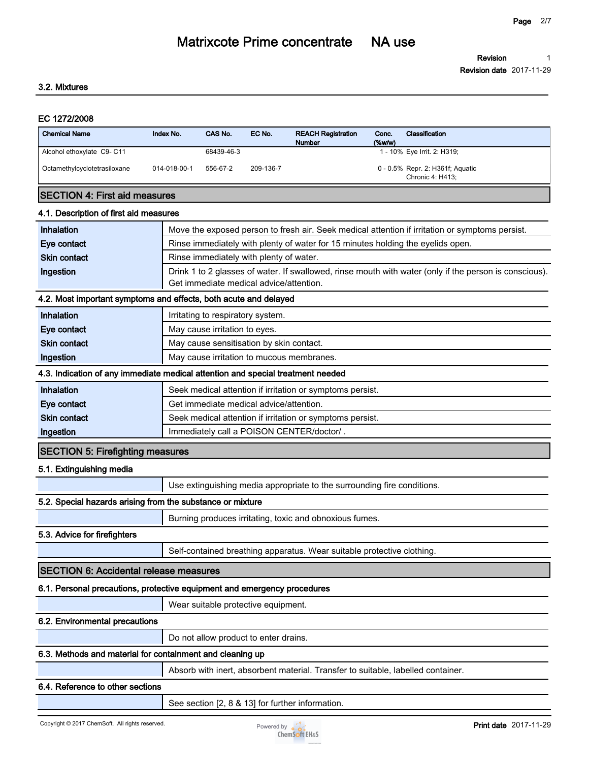### 3.2. Mixtures

**EC 1272/2008**

| Chemical Name | Index No. | CAS No. | EC No. | REACH Registration Number | Conc. (%w/w) | Classification |
|---|---|---|---|---|---|---|
| Alcohol ethoxylate C9- C11 | | 68439-46-3 | | | 1 - 10% | Eye Irrit. 2: H319; |
| Octamethylcyclotetrasiloxane | 014-018-00-1 | 556-67-2 | 209-136-7 | | 0 - 0.5% | Repr. 2: H361f; Aquatic Chronic 4: H413; |

## SECTION 4: First aid measures

### 4.1. Description of first aid measures

| | |
|---|---|
| **Inhalation** | Move the exposed person to fresh air. Seek medical attention if irritation or symptoms persist. |
| **Eye contact** | Rinse immediately with plenty of water for 15 minutes holding the eyelids open. |
| **Skin contact** | Rinse immediately with plenty of water. |
| **Ingestion** | Drink 1 to 2 glasses of water. If swallowed, rinse mouth with water (only if the person is conscious). Get immediate medical advice/attention. |

### 4.2. Most important symptoms and effects, both acute and delayed

| | |
|---|---|
| **Inhalation** | Irritating to respiratory system. |
| **Eye contact** | May cause irritation to eyes. |
| **Skin contact** | May cause sensitisation by skin contact. |
| **Ingestion** | May cause irritation to mucous membranes. |

### 4.3. Indication of any immediate medical attention and special treatment needed

| | |
|---|---|
| **Inhalation** | Seek medical attention if irritation or symptoms persist. |
| **Eye contact** | Get immediate medical advice/attention. |
| **Skin contact** | Seek medical attention if irritation or symptoms persist. |
| **Ingestion** | Immediately call a POISON CENTER/doctor/ . |

## SECTION 5: Firefighting measures

### 5.1. Extinguishing media

Use extinguishing media appropriate to the surrounding fire conditions.

### 5.2. Special hazards arising from the substance or mixture

Burning produces irritating, toxic and obnoxious fumes.

### 5.3. Advice for firefighters

Self-contained breathing apparatus. Wear suitable protective clothing.

## SECTION 6: Accidental release measures

### 6.1. Personal precautions, protective equipment and emergency procedures

Wear suitable protective equipment.

### 6.2. Environmental precautions

Do not allow product to enter drains.

### 6.3. Methods and material for containment and cleaning up

Absorb with inert, absorbent material. Transfer to suitable, labelled container.

### 6.4. Reference to other sections

See section [2, 8 & 13] for further information.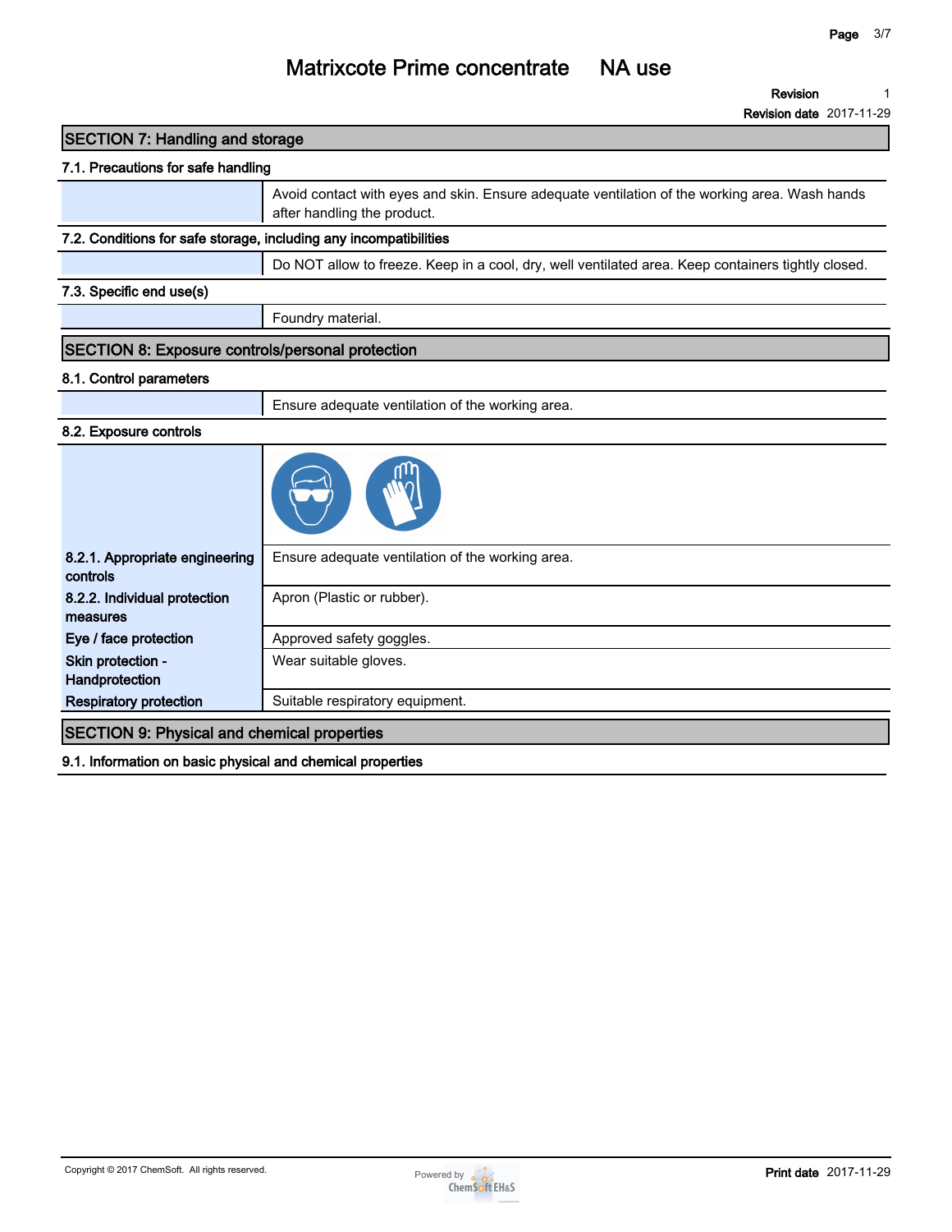## SECTION 7: Handling and storage

### 7.1. Precautions for safe handling

| | |
|---|---|
| | Avoid contact with eyes and skin. Ensure adequate ventilation of the working area. Wash hands after handling the product. |

### 7.2. Conditions for safe storage, including any incompatibilities

| | |
|---|---|
| | Do NOT allow to freeze. Keep in a cool, dry, well ventilated area. Keep containers tightly closed. |

### 7.3. Specific end use(s)

| | |
|---|---|
| | Foundry material. |

## SECTION 8: Exposure controls/personal protection

### 8.1. Control parameters

| | |
|---|---|
| | Ensure adequate ventilation of the working area. |

### 8.2. Exposure controls

| | |
|---|---|
| **8.2.1. Appropriate engineering controls** | Ensure adequate ventilation of the working area. |
| **8.2.2. Individual protection measures** | Apron (Plastic or rubber). |
| **Eye / face protection** | Approved safety goggles. |
| **Skin protection - Handprotection** | Wear suitable gloves. |
| **Respiratory protection** | Suitable respiratory equipment. |

## SECTION 9: Physical and chemical properties

### 9.1. Information on basic physical and chemical properties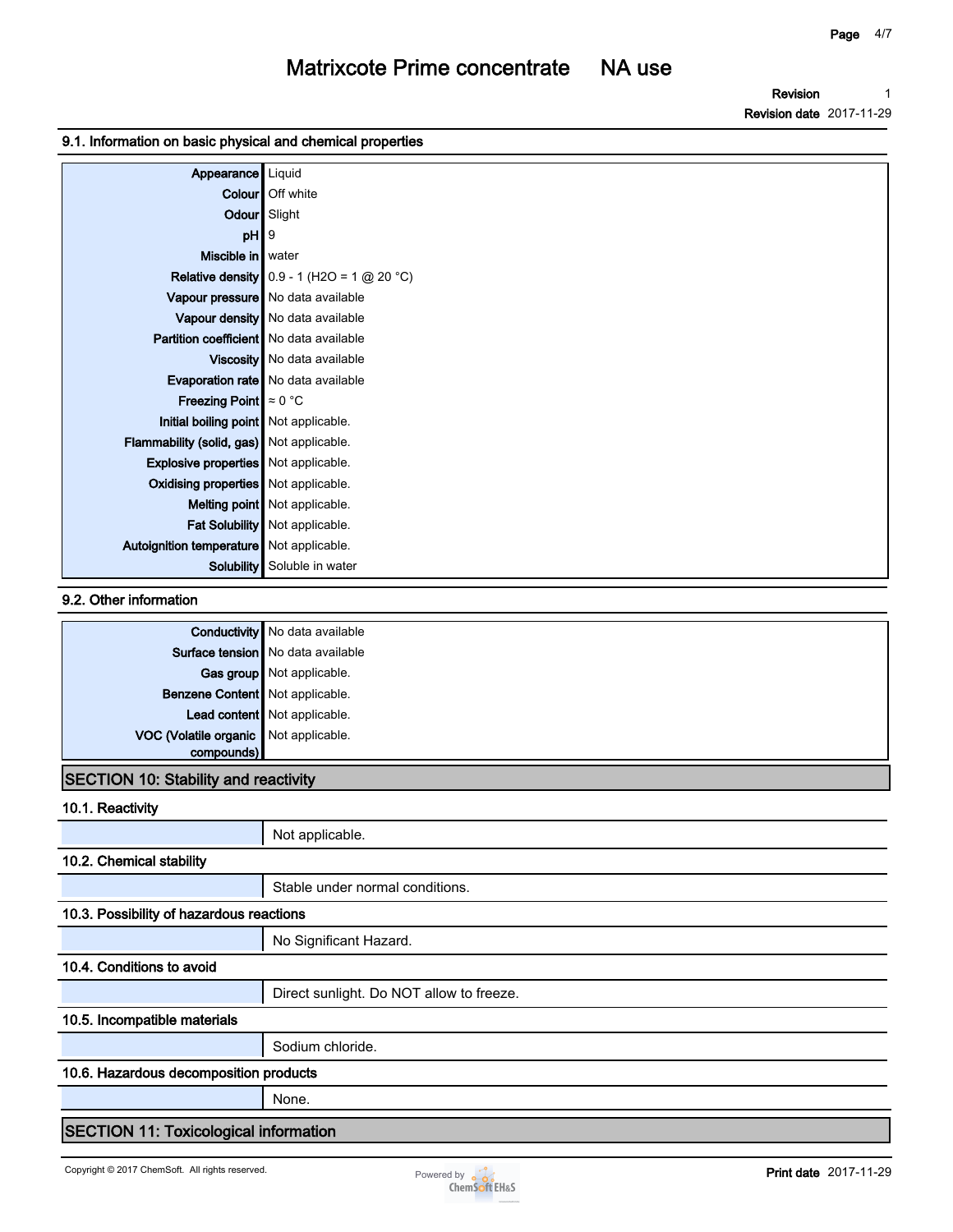### 9.1. Information on basic physical and chemical properties

| Property | Value |
|---|---|
| Appearance | Liquid |
| Colour | Off white |
| Odour | Slight |
| pH | 9 |
| Miscible in | water |
| Relative density | 0.9 - 1 (H2O = 1 @ 20 °C) |
| Vapour pressure | No data available |
| Vapour density | No data available |
| Partition coefficient | No data available |
| Viscosity | No data available |
| Evaporation rate | No data available |
| Freezing Point | ≈ 0 °C |
| Initial boiling point | Not applicable. |
| Flammability (solid, gas) | Not applicable. |
| Explosive properties | Not applicable. |
| Oxidising properties | Not applicable. |
| Melting point | Not applicable. |
| Fat Solubility | Not applicable. |
| Autoignition temperature | Not applicable. |
| Solubility | Soluble in water |

### 9.2. Other information

| Property | Value |
|---|---|
| Conductivity | No data available |
| Surface tension | No data available |
| Gas group | Not applicable. |
| Benzene Content | Not applicable. |
| Lead content | Not applicable. |
| VOC (Volatile organic compounds) | Not applicable. |

## SECTION 10: Stability and reactivity

### 10.1. Reactivity

Not applicable.

### 10.2. Chemical stability

Stable under normal conditions.

### 10.3. Possibility of hazardous reactions

No Significant Hazard.

### 10.4. Conditions to avoid

Direct sunlight. Do NOT allow to freeze.

### 10.5. Incompatible materials

Sodium chloride.

### 10.6. Hazardous decomposition products

None.

## SECTION 11: Toxicological information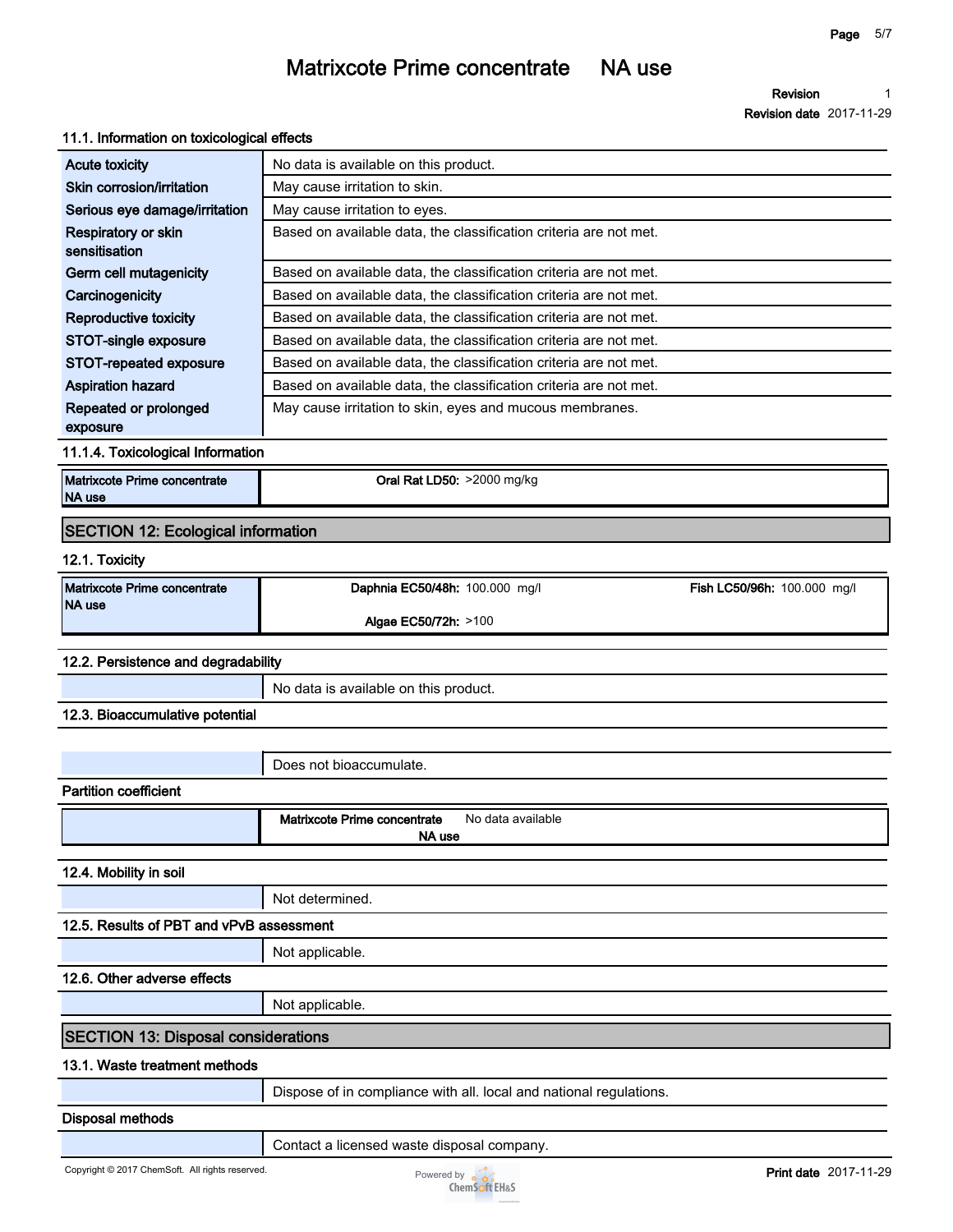### 11.1. Information on toxicological effects

| | |
|---|---|
| **Acute toxicity** | No data is available on this product. |
| **Skin corrosion/irritation** | May cause irritation to skin. |
| **Serious eye damage/irritation** | May cause irritation to eyes. |
| **Respiratory or skin sensitisation** | Based on available data, the classification criteria are not met. |
| **Germ cell mutagenicity** | Based on available data, the classification criteria are not met. |
| **Carcinogenicity** | Based on available data, the classification criteria are not met. |
| **Reproductive toxicity** | Based on available data, the classification criteria are not met. |
| **STOT-single exposure** | Based on available data, the classification criteria are not met. |
| **STOT-repeated exposure** | Based on available data, the classification criteria are not met. |
| **Aspiration hazard** | Based on available data, the classification criteria are not met. |
| **Repeated or prolonged exposure** | May cause irritation to skin, eyes and mucous membranes. |

### 11.1.4. Toxicological Information

| | |
|---|---|
| **Matrixcote Prime concentrate NA use** | **Oral Rat LD50:** >2000 mg/kg |

## SECTION 12: Ecological information

### 12.1. Toxicity

| | | |
|---|---|---|
| **Matrixcote Prime concentrate NA use** | **Daphnia EC50/48h:** 100.000 mg/l | **Fish LC50/96h:** 100.000 mg/l |
| | **Algae EC50/72h:** >100 | |

### 12.2. Persistence and degradability

No data is available on this product.

### 12.3. Bioaccumulative potential

Does not bioaccumulate.

**Partition coefficient**

| | |
|---|---|
| **Matrixcote Prime concentrate NA use** | No data available |

### 12.4. Mobility in soil

Not determined.

### 12.5. Results of PBT and vPvB assessment

Not applicable.

### 12.6. Other adverse effects

Not applicable.

## SECTION 13: Disposal considerations

### 13.1. Waste treatment methods

Dispose of in compliance with all. local and national regulations.

**Disposal methods**

Contact a licensed waste disposal company.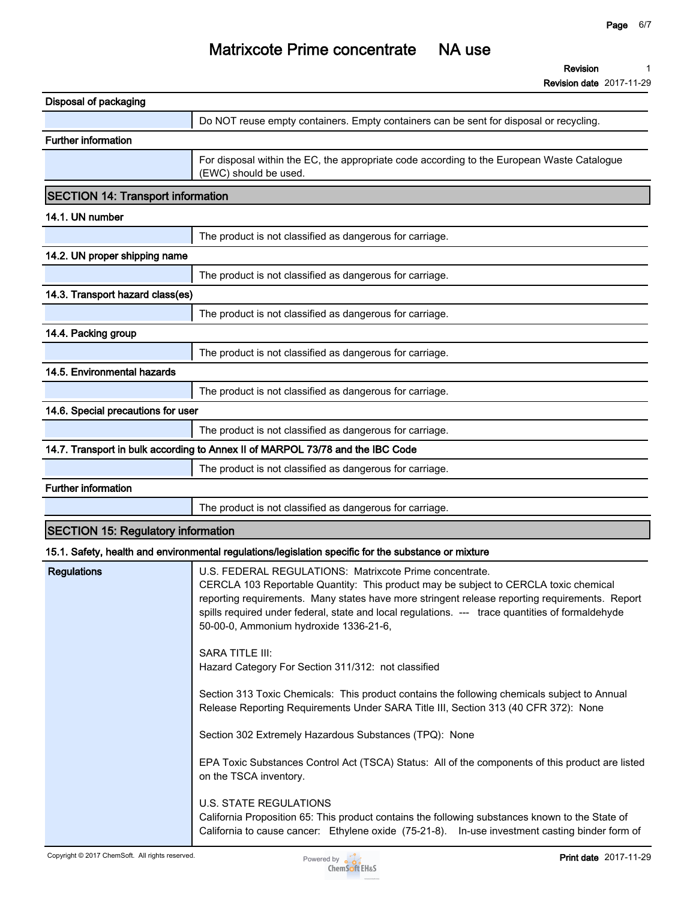### Disposal of packaging

| | |
|---|---|
| | Do NOT reuse empty containers. Empty containers can be sent for disposal or recycling. |

### Further information

| | |
|---|---|
| | For disposal within the EC, the appropriate code according to the European Waste Catalogue (EWC) should be used. |

## SECTION 14: Transport information

### 14.1. UN number

| | |
|---|---|
| | The product is not classified as dangerous for carriage. |

### 14.2. UN proper shipping name

| | |
|---|---|
| | The product is not classified as dangerous for carriage. |

### 14.3. Transport hazard class(es)

| | |
|---|---|
| | The product is not classified as dangerous for carriage. |

### 14.4. Packing group

| | |
|---|---|
| | The product is not classified as dangerous for carriage. |

### 14.5. Environmental hazards

| | |
|---|---|
| | The product is not classified as dangerous for carriage. |

### 14.6. Special precautions for user

| | |
|---|---|
| | The product is not classified as dangerous for carriage. |

### 14.7. Transport in bulk according to Annex II of MARPOL 73/78 and the IBC Code

| | |
|---|---|
| | The product is not classified as dangerous for carriage. |

### Further information

| | |
|---|---|
| | The product is not classified as dangerous for carriage. |

## SECTION 15: Regulatory information

### 15.1. Safety, health and environmental regulations/legislation specific for the substance or mixture

**Regulations**

U.S. FEDERAL REGULATIONS: Matrixcote Prime concentrate.
CERCLA 103 Reportable Quantity: This product may be subject to CERCLA toxic chemical reporting requirements. Many states have more stringent release reporting requirements. Report spills required under federal, state and local regulations. --- trace quantities of formaldehyde 50-00-0, Ammonium hydroxide 1336-21-6,

SARA TITLE III:
Hazard Category For Section 311/312: not classified

Section 313 Toxic Chemicals: This product contains the following chemicals subject to Annual Release Reporting Requirements Under SARA Title III, Section 313 (40 CFR 372): None

Section 302 Extremely Hazardous Substances (TPQ): None

EPA Toxic Substances Control Act (TSCA) Status: All of the components of this product are listed on the TSCA inventory.

U.S. STATE REGULATIONS
California Proposition 65: This product contains the following substances known to the State of California to cause cancer: Ethylene oxide (75-21-8). In-use investment casting binder form of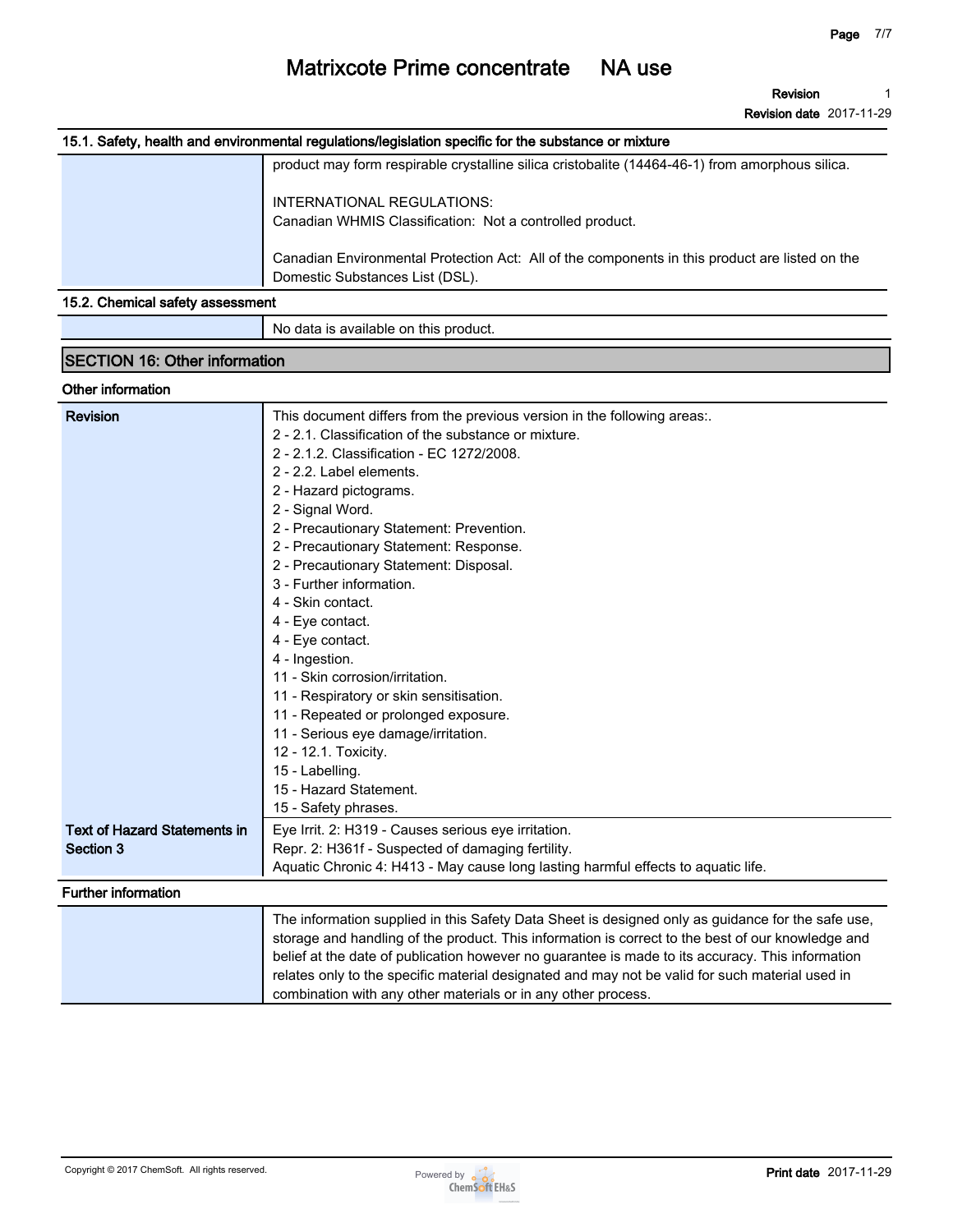### 15.1. Safety, health and environmental regulations/legislation specific for the substance or mixture

| | |
|---|---|
| | product may form respirable crystalline silica cristobalite (14464-46-1) from amorphous silica.<br><br>INTERNATIONAL REGULATIONS:<br>Canadian WHMIS Classification: Not a controlled product.<br><br>Canadian Environmental Protection Act: All of the components in this product are listed on the Domestic Substances List (DSL). |

### 15.2. Chemical safety assessment

| | |
|---|---|
| | No data is available on this product. |

## SECTION 16: Other information

### Other information

| | |
|---|---|
| **Revision** | This document differs from the previous version in the following areas:.<br>2 - 2.1. Classification of the substance or mixture.<br>2 - 2.1.2. Classification - EC 1272/2008.<br>2 - 2.2. Label elements.<br>2 - Hazard pictograms.<br>2 - Signal Word.<br>2 - Precautionary Statement: Prevention.<br>2 - Precautionary Statement: Response.<br>2 - Precautionary Statement: Disposal.<br>3 - Further information.<br>4 - Skin contact.<br>4 - Eye contact.<br>4 - Eye contact.<br>4 - Ingestion.<br>11 - Skin corrosion/irritation.<br>11 - Respiratory or skin sensitisation.<br>11 - Repeated or prolonged exposure.<br>11 - Serious eye damage/irritation.<br>12 - 12.1. Toxicity.<br>15 - Labelling.<br>15 - Hazard Statement.<br>15 - Safety phrases. |
| **Text of Hazard Statements in Section 3** | Eye Irrit. 2: H319 - Causes serious eye irritation.<br>Repr. 2: H361f - Suspected of damaging fertility.<br>Aquatic Chronic 4: H413 - May cause long lasting harmful effects to aquatic life. |

### Further information

| | |
|---|---|
| | The information supplied in this Safety Data Sheet is designed only as guidance for the safe use, storage and handling of the product. This information is correct to the best of our knowledge and belief at the date of publication however no guarantee is made to its accuracy. This information relates only to the specific material designated and may not be valid for such material used in combination with any other materials or in any other process. |